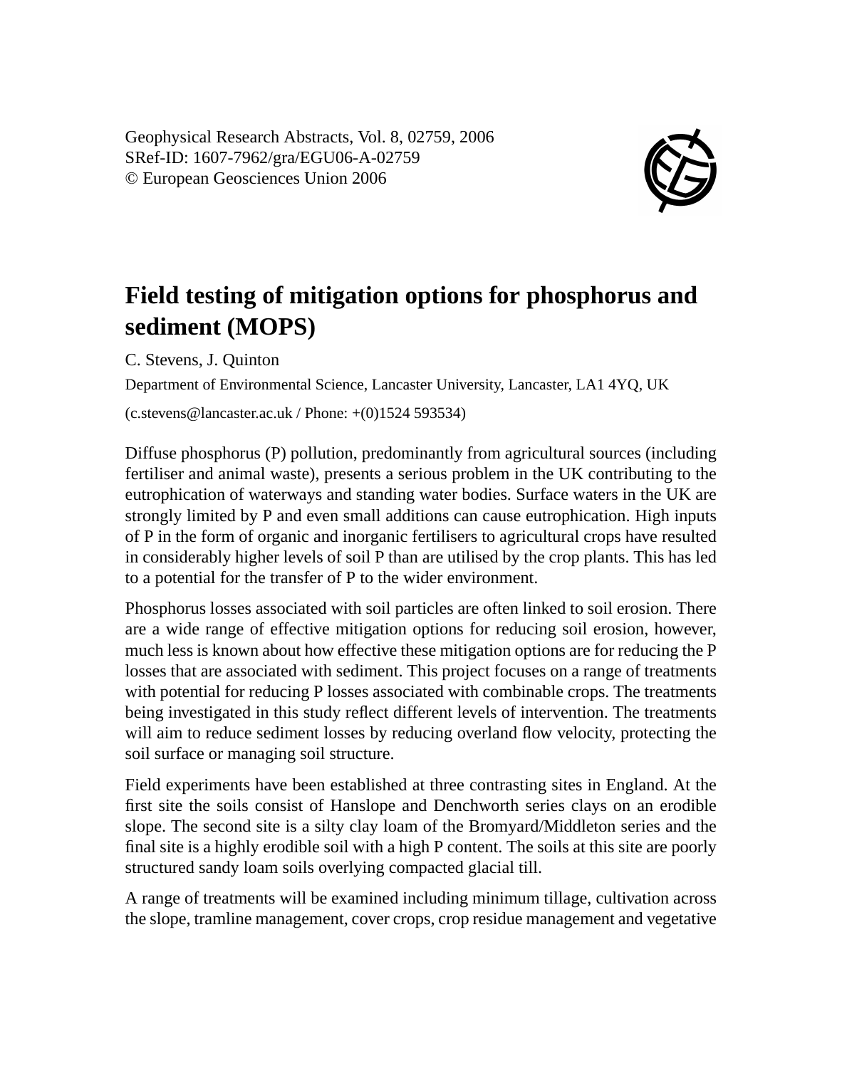Geophysical Research Abstracts, Vol. 8, 02759, 2006
SRef-ID: 1607-7962/gra/EGU06-A-02759
© European Geosciences Union 2006

# Field testing of mitigation options for phosphorus and sediment (MOPS)

C. Stevens, J. Quinton

Department of Environmental Science, Lancaster University, Lancaster, LA1 4YQ, UK

(c.stevens@lancaster.ac.uk / Phone: +(0)1524 593534)

Diffuse phosphorus (P) pollution, predominantly from agricultural sources (including fertiliser and animal waste), presents a serious problem in the UK contributing to the eutrophication of waterways and standing water bodies. Surface waters in the UK are strongly limited by P and even small additions can cause eutrophication. High inputs of P in the form of organic and inorganic fertilisers to agricultural crops have resulted in considerably higher levels of soil P than are utilised by the crop plants. This has led to a potential for the transfer of P to the wider environment.

Phosphorus losses associated with soil particles are often linked to soil erosion. There are a wide range of effective mitigation options for reducing soil erosion, however, much less is known about how effective these mitigation options are for reducing the P losses that are associated with sediment. This project focuses on a range of treatments with potential for reducing P losses associated with combinable crops. The treatments being investigated in this study reflect different levels of intervention. The treatments will aim to reduce sediment losses by reducing overland flow velocity, protecting the soil surface or managing soil structure.

Field experiments have been established at three contrasting sites in England. At the first site the soils consist of Hanslope and Denchworth series clays on an erodible slope. The second site is a silty clay loam of the Bromyard/Middleton series and the final site is a highly erodible soil with a high P content. The soils at this site are poorly structured sandy loam soils overlying compacted glacial till.

A range of treatments will be examined including minimum tillage, cultivation across the slope, tramline management, cover crops, crop residue management and vegetative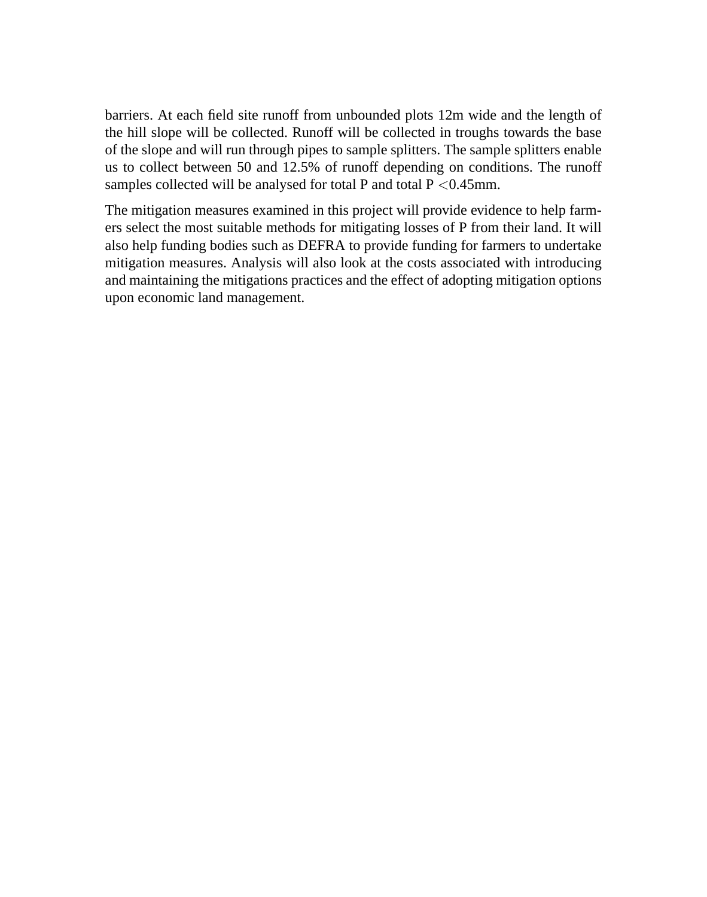barriers. At each field site runoff from unbounded plots 12m wide and the length of the hill slope will be collected. Runoff will be collected in troughs towards the base of the slope and will run through pipes to sample splitters. The sample splitters enable us to collect between 50 and 12.5% of runoff depending on conditions. The runoff samples collected will be analysed for total P and total P $<$0.45mm.

The mitigation measures examined in this project will provide evidence to help farmers select the most suitable methods for mitigating losses of P from their land. It will also help funding bodies such as DEFRA to provide funding for farmers to undertake mitigation measures. Analysis will also look at the costs associated with introducing and maintaining the mitigations practices and the effect of adopting mitigation options upon economic land management.